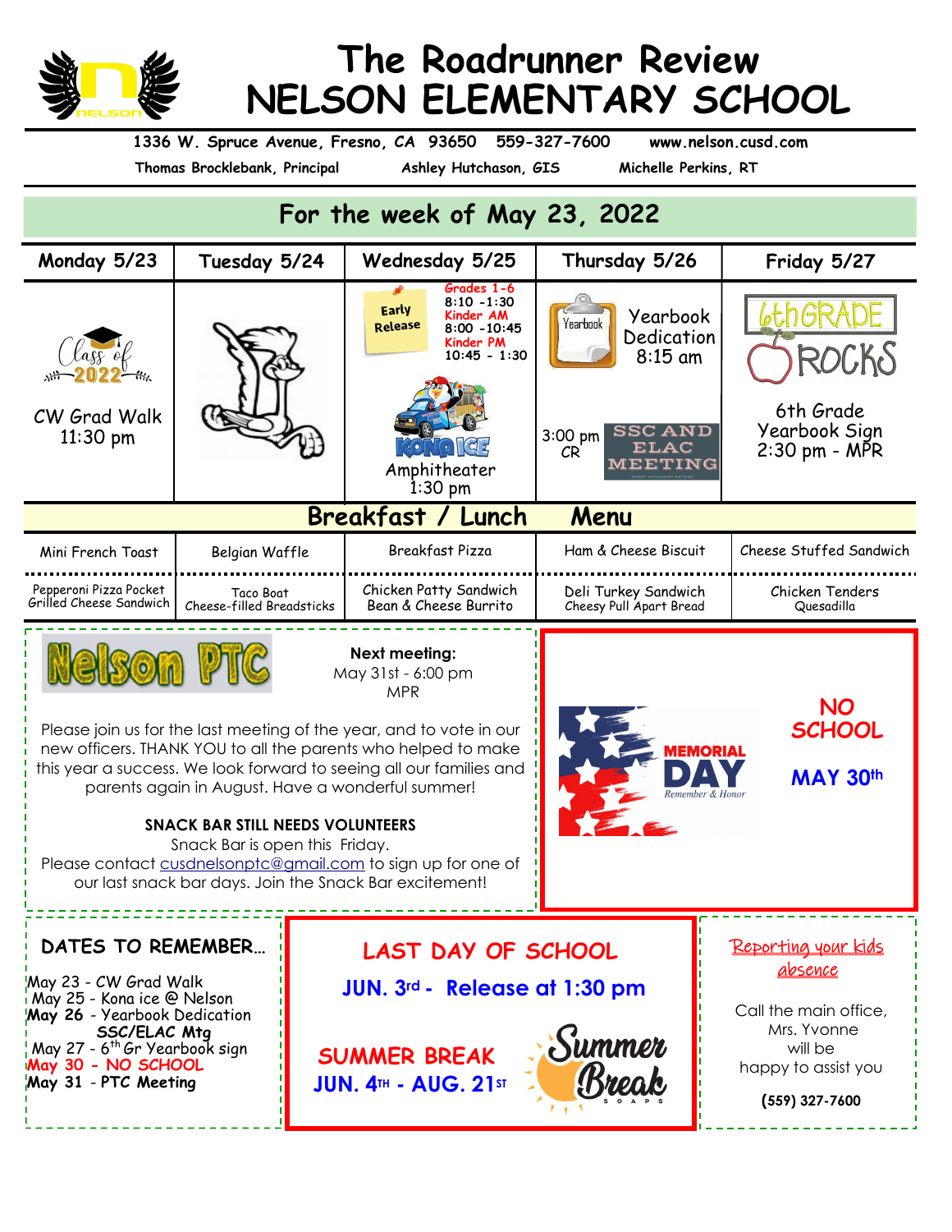# The Roadrunner Review
# NELSON ELEMENTARY SCHOOL

1336 W. Spruce Avenue, Fresno, CA 93650 559-327-7600 www.nelson.cusd.com

Thomas Brocklebank, Principal Ashley Hutchason, GIS Michelle Perkins, RT

## For the week of May 23, 2022

| Monday 5/23 | Tuesday 5/24 | Wednesday 5/25 | Thursday 5/26 | Friday 5/27 |
|---|---|---|---|---|
| Class of 2022<br>CW Grad Walk 11:30 pm | | Early Release<br>Grades 1-6 8:10 -1:30<br>Kinder AM 8:00 -10:45<br>Kinder PM 10:45 - 1:30<br>Kona Ice<br>Amphitheater 1:30 pm | Yearbook<br>Yearbook Dedication 8:15 am<br>3:00 pm CR SSC AND ELAC MEETING | 6th GRADE ROCKS<br>6th Grade Yearbook Sign 2:30 pm - MPR |

## Breakfast / Lunch Menu

| Monday 5/23 | Tuesday 5/24 | Wednesday 5/25 | Thursday 5/26 | Friday 5/27 |
|---|---|---|---|---|
| Mini French Toast | Belgian Waffle | Breakfast Pizza | Ham & Cheese Biscuit | Cheese Stuffed Sandwich |
| Pepperoni Pizza Pocket<br>Grilled Cheese Sandwich | Taco Boat<br>Cheese-filled Breadsticks | Chicken Patty Sandwich<br>Bean & Cheese Burrito | Deli Turkey Sandwich<br>Cheesy Pull Apart Bread | Chicken Tenders<br>Quesadilla |

## Nelson PTC

**Next meeting:**
May 31st - 6:00 pm
MPR

Please join us for the last meeting of the year, and to vote in our new officers. THANK YOU to all the parents who helped to make this year a success. We look forward to seeing all our families and parents again in August. Have a wonderful summer!

**SNACK BAR STILL NEEDS VOLUNTEERS**

Snack Bar is open this Friday.
Please contact cusdnelsonptc@gmail.com to sign up for one of our last snack bar days. Join the Snack Bar excitement!

## MEMORIAL DAY
Remember & Honor

**NO SCHOOL**

**MAY 30th**

## DATES TO REMEMBER...

- May 23 - CW Grad Walk
- May 25 - Kona ice @ Nelson
- **May 26** - Yearbook Dedication
  SSC/ELAC Mtg
- May 27 - 6th Gr Yearbook sign
- **May 30 - NO SCHOOL**
- **May 31** - PTC Meeting

## LAST DAY OF SCHOOL

**JUN. 3rd - Release at 1:30 pm**

**SUMMER BREAK**
**JUN. 4TH - AUG. 21ST**

Summer Break

## Reporting your kids absence

Call the main office, Mrs. Yvonne will be happy to assist you

**(559) 327-7600**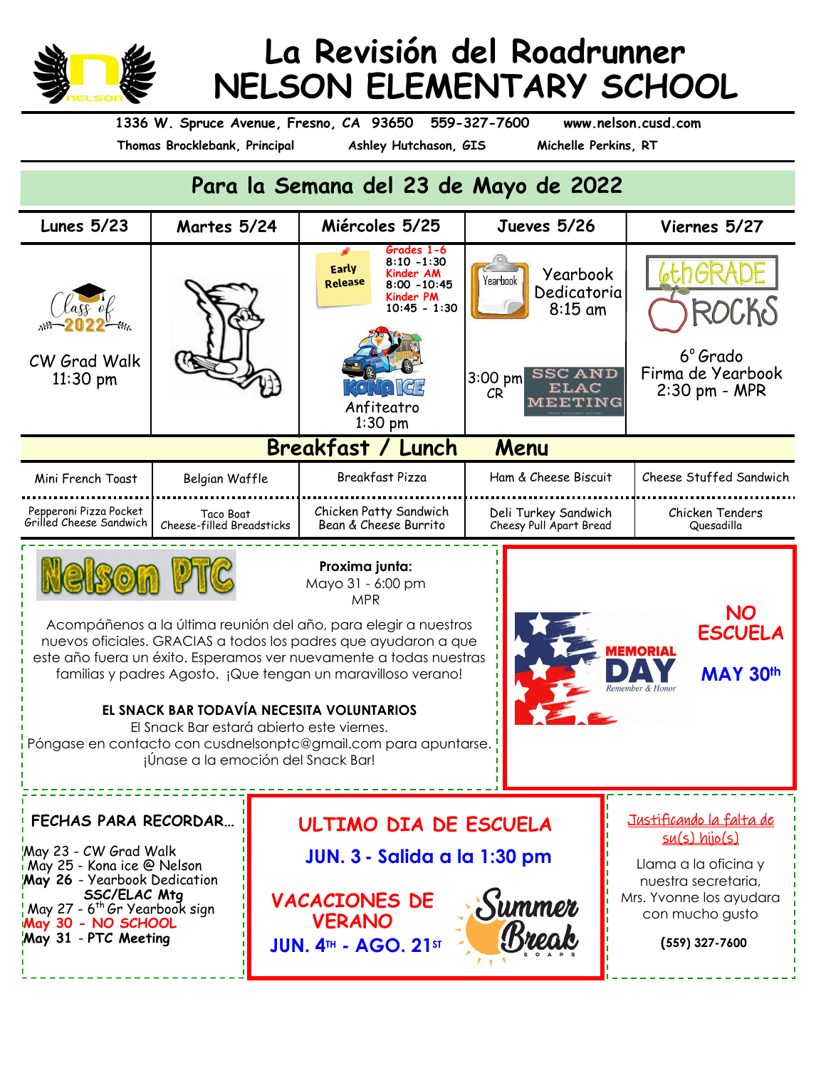# La Revisión del Roadrunner
# NELSON ELEMENTARY SCHOOL

1336 W. Spruce Avenue, Fresno, CA 93650 559-327-7600 www.nelson.cusd.com

Thomas Brocklebank, Principal Ashley Hutchason, GIS Michelle Perkins, RT

## Para la Semana del 23 de Mayo de 2022

| Lunes 5/23 | Martes 5/24 | Miércoles 5/25 | Jueves 5/26 | Viernes 5/27 |
|---|---|---|---|---|
| Class of 2022<br>CW Grad Walk 11:30 pm | | Early Release<br>Grades 1-6 8:10 -1:30<br>Kinder AM 8:00 -10:45<br>Kinder PM 10:45 - 1:30<br>Kona Ice<br>Anfiteatro 1:30 pm | Yearbook Dedicatoria 8:15 am<br>3:00 pm CR SSC AND ELAC MEETING | 6th GRADE ROCKS<br>6° Grado Firma de Yearbook 2:30 pm - MPR |

## Breakfast / Lunch Menu

| | | | | |
|---|---|---|---|---|
| Mini French Toast | Belgian Waffle | Breakfast Pizza | Ham & Cheese Biscuit | Cheese Stuffed Sandwich |
| Pepperoni Pizza Pocket<br>Grilled Cheese Sandwich | Taco Boat<br>Cheese-filled Breadsticks | Chicken Patty Sandwich<br>Bean & Cheese Burrito | Deli Turkey Sandwich<br>Cheesy Pull Apart Bread | Chicken Tenders<br>Quesadilla |

## Nelson PTC

**Proxima junta:**
Mayo 31 - 6:00 pm
MPR

Acompáñenos a la última reunión del año, para elegir a nuestros nuevos oficiales. GRACIAS a todos los padres que ayudaron a que este año fuera un éxito. Esperamos ver nuevamente a todas nuestras familias y padres Agosto. ¡Que tengan un maravilloso verano!

**EL SNACK BAR TODAVÍA NECESITA VOLUNTARIOS**
El Snack Bar estará abierto este viernes.
Póngase en contacto con cusdnelsonptc@gmail.com para apuntarse.
¡Únase a la emoción del Snack Bar!

**MEMORIAL DAY** Remember & Honor

**NO ESCUELA**
**MAY 30th**

**FECHAS PARA RECORDAR...**

May 23 - CW Grad Walk
May 25 - Kona ice @ Nelson
**May 26** - Yearbook Dedication
SSC/ELAC Mtg
May 27 - 6th Gr Yearbook sign
**May 30 - NO SCHOOL**
**May 31** - PTC Meeting

**ULTIMO DIA DE ESCUELA**

**JUN. 3 - Salida a la 1:30 pm**

**VACACIONES DE VERANO**

**JUN. 4TH - AGO. 21ST**

Summer Break

Justificando la falta de su(s) hijo(s)

Llama a la oficina y nuestra secretaria, Mrs. Yvonne los ayudara con mucho gusto

**(559) 327-7600**